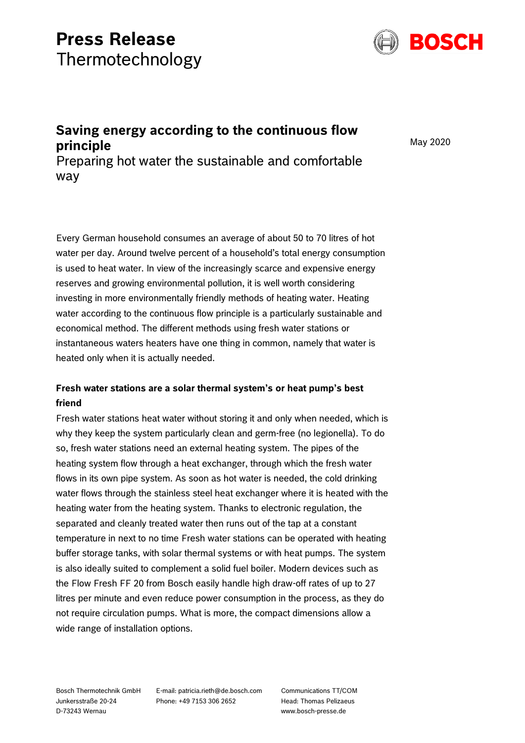# Press Release
Thermotechnology

## Saving energy according to the continuous flow principle
Preparing hot water the sustainable and comfortable way

May 2020

Every German household consumes an average of about 50 to 70 litres of hot water per day. Around twelve percent of a household's total energy consumption is used to heat water. In view of the increasingly scarce and expensive energy reserves and growing environmental pollution, it is well worth considering investing in more environmentally friendly methods of heating water. Heating water according to the continuous flow principle is a particularly sustainable and economical method. The different methods using fresh water stations or instantaneous waters heaters have one thing in common, namely that water is heated only when it is actually needed.

**Fresh water stations are a solar thermal system's or heat pump's best friend**

Fresh water stations heat water without storing it and only when needed, which is why they keep the system particularly clean and germ-free (no legionella). To do so, fresh water stations need an external heating system. The pipes of the heating system flow through a heat exchanger, through which the fresh water flows in its own pipe system. As soon as hot water is needed, the cold drinking water flows through the stainless steel heat exchanger where it is heated with the heating water from the heating system. Thanks to electronic regulation, the separated and cleanly treated water then runs out of the tap at a constant temperature in next to no time Fresh water stations can be operated with heating buffer storage tanks, with solar thermal systems or with heat pumps. The system is also ideally suited to complement a solid fuel boiler. Modern devices such as the Flow Fresh FF 20 from Bosch easily handle high draw-off rates of up to 27 litres per minute and even reduce power consumption in the process, as they do not require circulation pumps. What is more, the compact dimensions allow a wide range of installation options.

Bosch Thermotechnik GmbH
Junkersstraße 20-24
D-73243 Wernau

E-mail: patricia.rieth@de.bosch.com
Phone: +49 7153 306 2652

Communications TT/COM
Head: Thomas Pelizaeus
www.bosch-presse.de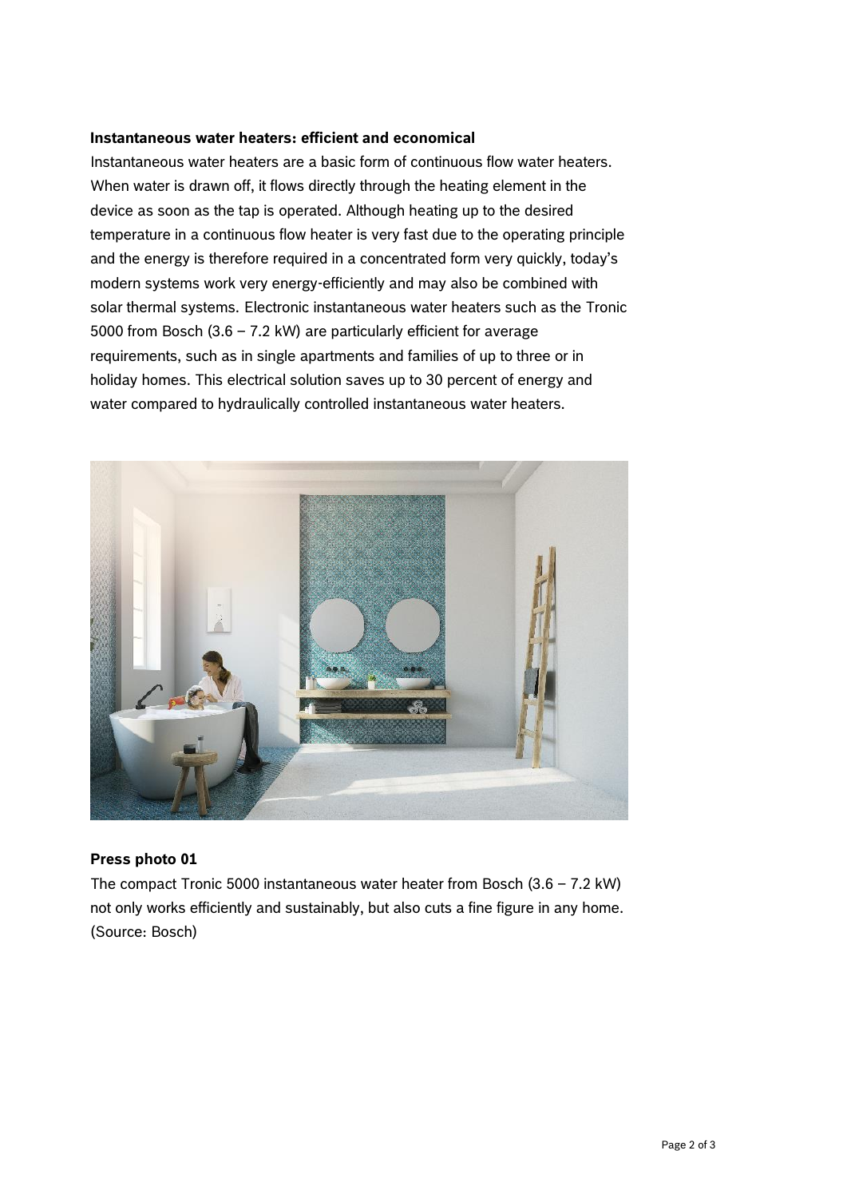**Instantaneous water heaters: efficient and economical**

Instantaneous water heaters are a basic form of continuous flow water heaters. When water is drawn off, it flows directly through the heating element in the device as soon as the tap is operated. Although heating up to the desired temperature in a continuous flow heater is very fast due to the operating principle and the energy is therefore required in a concentrated form very quickly, today's modern systems work very energy-efficiently and may also be combined with solar thermal systems. Electronic instantaneous water heaters such as the Tronic 5000 from Bosch (3.6 – 7.2 kW) are particularly efficient for average requirements, such as in single apartments and families of up to three or in holiday homes. This electrical solution saves up to 30 percent of energy and water compared to hydraulically controlled instantaneous water heaters.

**Press photo 01**

The compact Tronic 5000 instantaneous water heater from Bosch (3.6 – 7.2 kW) not only works efficiently and sustainably, but also cuts a fine figure in any home. (Source: Bosch)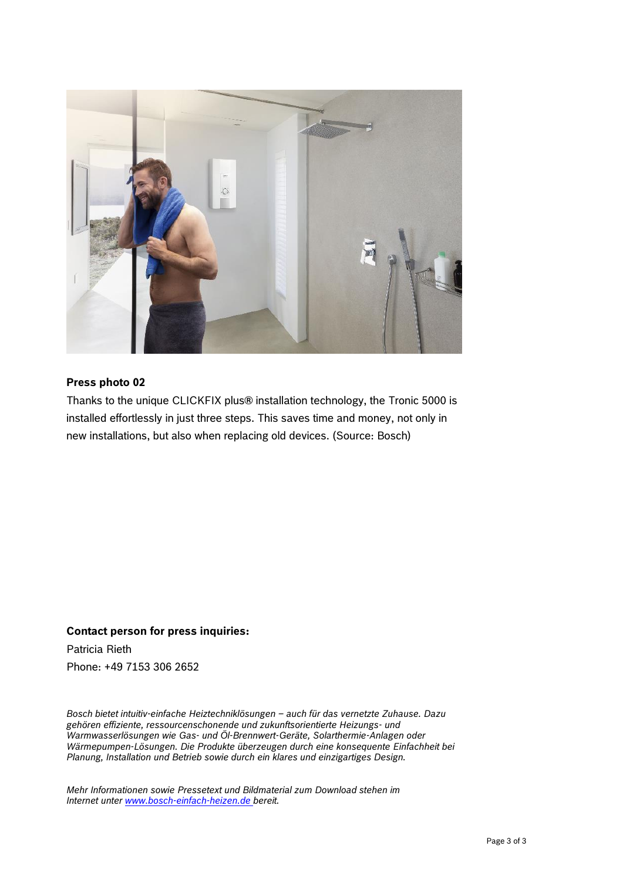**Press photo 02**

Thanks to the unique CLICKFIX plus® installation technology, the Tronic 5000 is installed effortlessly in just three steps. This saves time and money, not only in new installations, but also when replacing old devices. (Source: Bosch)

**Contact person for press inquiries:**

Patricia Rieth

Phone: +49 7153 306 2652

*Bosch bietet intuitiv-einfache Heiztechniklösungen – auch für das vernetzte Zuhause. Dazu gehören effiziente, ressourcenschonende und zukunftsorientierte Heizungs- und Warmwasserlösungen wie Gas- und Öl-Brennwert-Geräte, Solarthermie-Anlagen oder Wärmepumpen-Lösungen. Die Produkte überzeugen durch eine konsequente Einfachheit bei Planung, Installation und Betrieb sowie durch ein klares und einzigartiges Design.*

*Mehr Informationen sowie Pressetext und Bildmaterial zum Download stehen im Internet unter [www.bosch-einfach-heizen.de](http://www.bosch-einfach-heizen.de) bereit.*